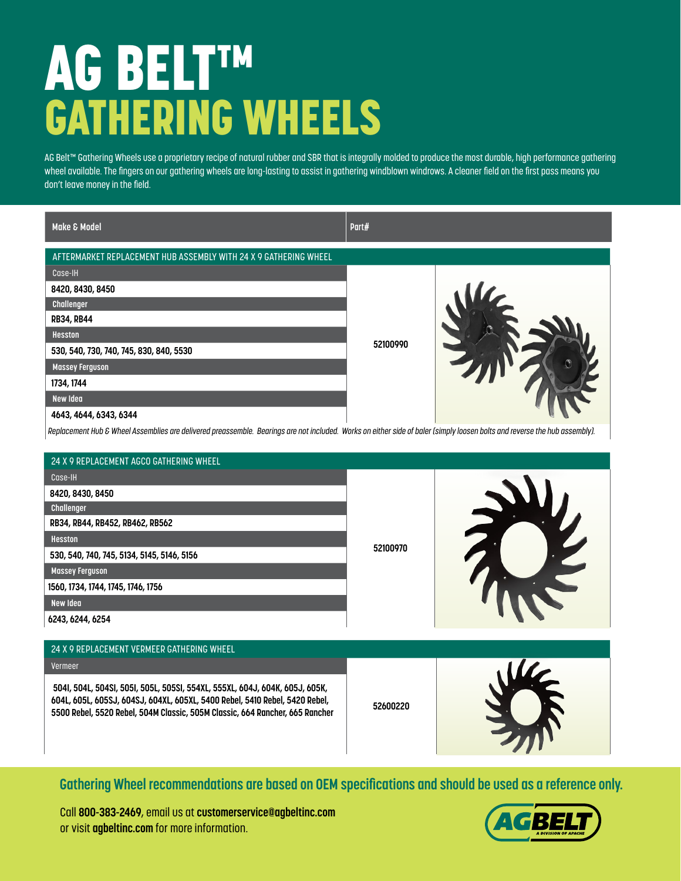# AG BELT™
# GATHERING WHEELS

AG Belt™ Gathering Wheels use a proprietary recipe of natural rubber and SBR that is integrally molded to produce the most durable, high performance gathering wheel available. The fingers on our gathering wheels are long-lasting to assist in gathering windblown windrows. A cleaner field on the first pass means you don't leave money in the field.

| Make & Model | Part# |
|---|---|
| **AFTERMARKET REPLACEMENT HUB ASSEMBLY WITH 24 X 9 GATHERING WHEEL** | |
| Case-IH | |
| 8420, 8430, 8450 | 52100990 |
| Challenger | |
| RB34, RB44 | 52100990 |
| Hesston | |
| 530, 540, 730, 740, 745, 830, 840, 5530 | 52100990 |
| Massey Ferguson | |
| 1734, 1744 | 52100990 |
| New Idea | |
| 4643, 4644, 6343, 6344 | 52100990 |

*Replacement Hub & Wheel Assemblies are delivered preassemble. Bearings are not included. Works on either side of baler (simply loosen bolts and reverse the hub assembly).*

| Make & Model | Part# |
|---|---|
| **24 X 9 REPLACEMENT AGCO GATHERING WHEEL** | |
| Case-IH | |
| 8420, 8430, 8450 | 52100970 |
| Challenger | |
| RB34, RB44, RB452, RB462, RB562 | 52100970 |
| Hesston | |
| 530, 540, 740, 745, 5134, 5145, 5146, 5156 | 52100970 |
| Massey Ferguson | |
| 1560, 1734, 1744, 1745, 1746, 1756 | 52100970 |
| New Idea | |
| 6243, 6244, 6254 | 52100970 |

| Make & Model | Part# |
|---|---|
| **24 X 9 REPLACEMENT VERMEER GATHERING WHEEL** | |
| Vermeer | |
| 504I, 504L, 504SI, 505I, 505L, 505SI, 554XL, 555XL, 604J, 604K, 605J, 605K, 604L, 605L, 605SJ, 604SJ, 604XL, 605XL, 5400 Rebel, 5410 Rebel, 5420 Rebel, 5500 Rebel, 5520 Rebel, 504M Classic, 505M Classic, 664 Rancher, 665 Rancher | 52600220 |

**Gathering Wheel recommendations are based on OEM specifications and should be used as a reference only.**

Call **800-383-2469**, email us at **customerservice@agbeltinc.com** or visit **agbeltinc.com** for more information.

AGBELT
A DIVISION OF APACHE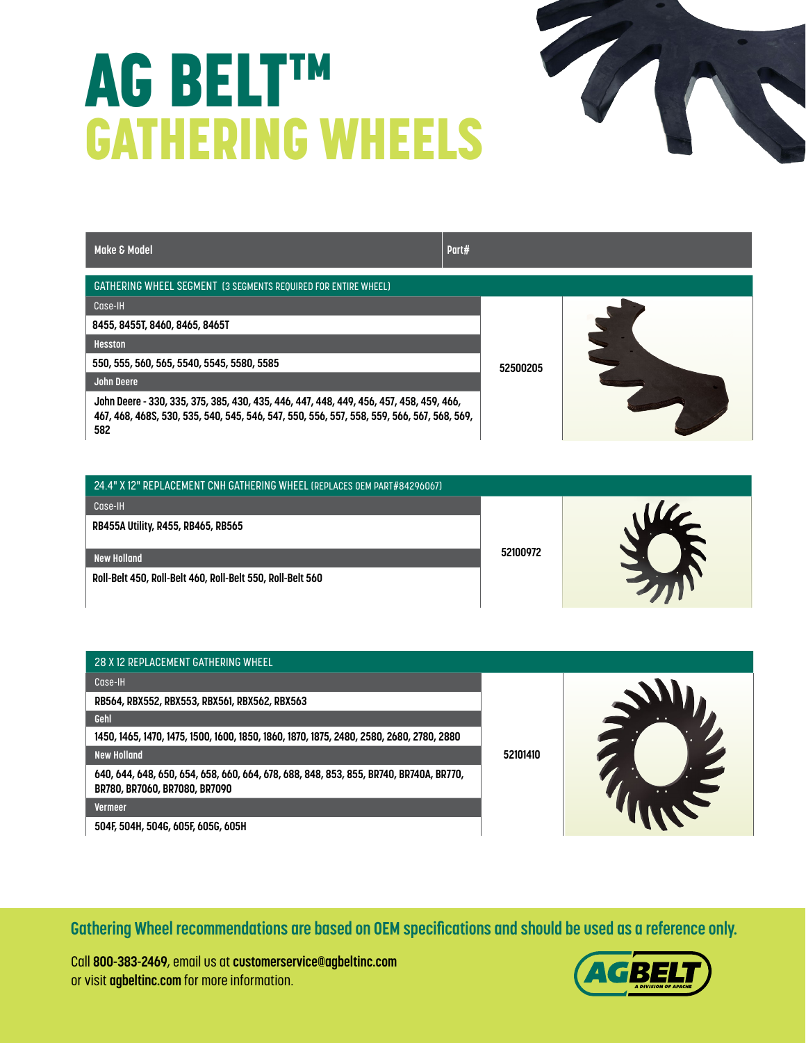# AG BELT™ GATHERING WHEELS

| Make & Model | Part# |
|---|---|
| **GATHERING WHEEL SEGMENT** (3 SEGMENTS REQUIRED FOR ENTIRE WHEEL) | |
| Case-IH | |
| 8455, 8455T, 8460, 8465, 8465T | 52500205 |
| Hesston | |
| 550, 555, 560, 565, 5540, 5545, 5580, 5585 | 52500205 |
| John Deere | |
| John Deere - 330, 335, 375, 385, 430, 435, 446, 447, 448, 449, 456, 457, 458, 459, 466, 467, 468, 468S, 530, 535, 540, 545, 546, 547, 550, 556, 557, 558, 559, 566, 567, 568, 569, 582 | 52500205 |
| **24.4" X 12" REPLACEMENT CNH GATHERING WHEEL** (REPLACES OEM PART#84296067) | |
| Case-IH | |
| RB455A Utility, R455, RB465, RB565 | 52100972 |
| New Holland | |
| Roll-Belt 450, Roll-Belt 460, Roll-Belt 550, Roll-Belt 560 | 52100972 |
| **28 X 12 REPLACEMENT GATHERING WHEEL** | |
| Case-IH | |
| RB564, RBX552, RBX553, RBX561, RBX562, RBX563 | 52101410 |
| Gehl | |
| 1450, 1465, 1470, 1475, 1500, 1600, 1850, 1860, 1870, 1875, 2480, 2580, 2680, 2780, 2880 | 52101410 |
| New Holland | |
| 640, 644, 648, 650, 654, 658, 660, 664, 678, 688, 848, 853, 855, BR740, BR740A, BR770, BR780, BR7060, BR7080, BR7090 | 52101410 |
| Vermeer | |
| 504F, 504H, 504G, 605F, 605G, 605H | 52101410 |

**Gathering Wheel recommendations are based on OEM specifications and should be used as a reference only.**

Call **800-383-2469**, email us at **customerservice@agbeltinc.com** or visit **agbeltinc.com** for more information.

AGBELT A DIVISION OF APACHE